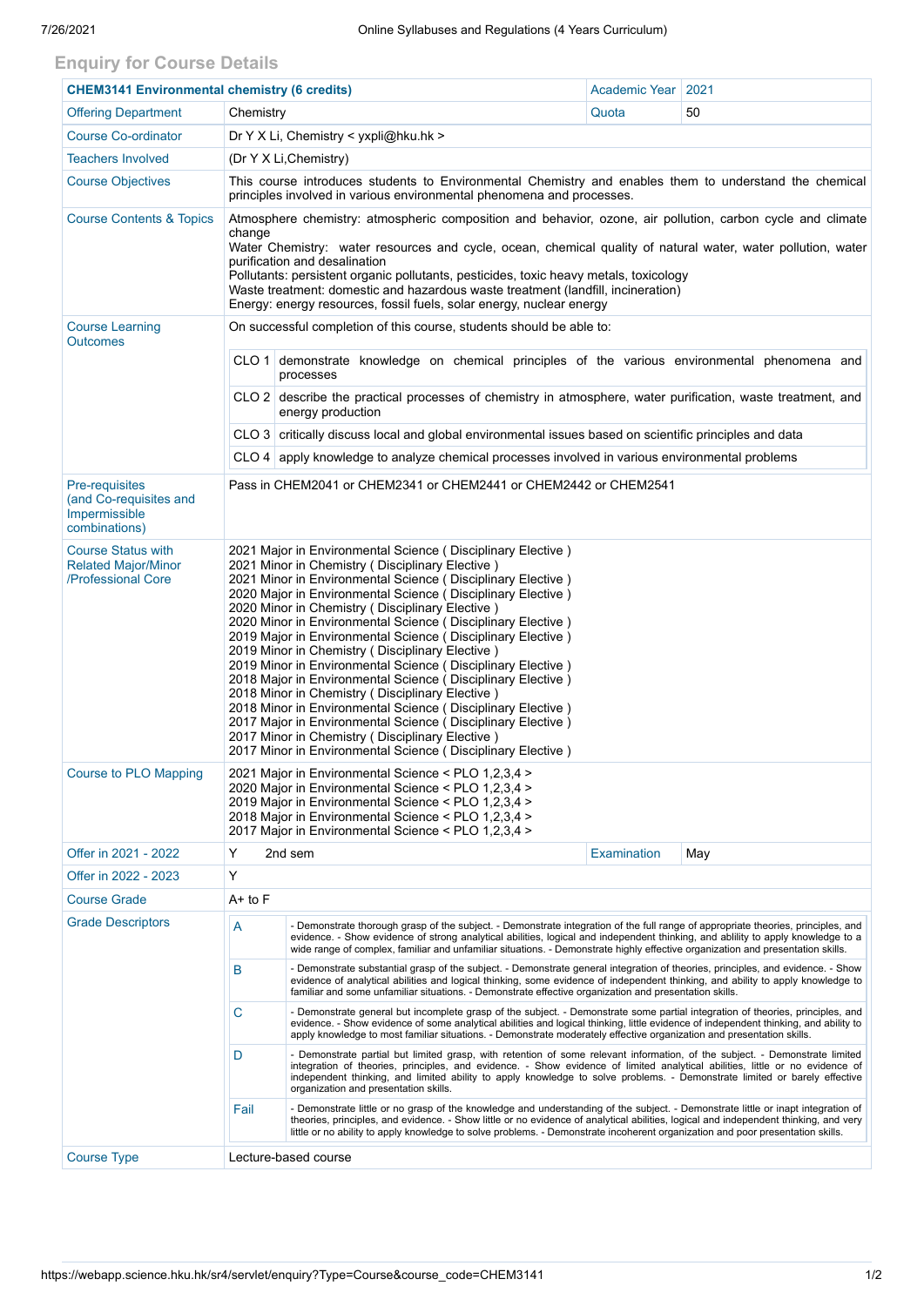## Enquiry for Course Details

| **CHEM3141 Environmental chemistry (6 credits)** | | Academic Year | 2021 |
|---|---|---|---|
| Offering Department | Chemistry | Quota | 50 |
| Course Co-ordinator | Dr Y X Li, Chemistry < yxpli@hku.hk > | | |
| Teachers Involved | (Dr Y X Li,Chemistry) | | |
| Course Objectives | This course introduces students to Environmental Chemistry and enables them to understand the chemical principles involved in various environmental phenomena and processes. | | |
| Course Contents & Topics | Atmosphere chemistry: atmospheric composition and behavior, ozone, air pollution, carbon cycle and climate change<br>Water Chemistry: water resources and cycle, ocean, chemical quality of natural water, water pollution, water purification and desalination<br>Pollutants: persistent organic pollutants, pesticides, toxic heavy metals, toxicology<br>Waste treatment: domestic and hazardous waste treatment (landfill, incineration)<br>Energy: energy resources, fossil fuels, solar energy, nuclear energy | | |
| Course Learning Outcomes | On successful completion of this course, students should be able to:<br>CLO 1 demonstrate knowledge on chemical principles of the various environmental phenomena and processes<br>CLO 2 describe the practical processes of chemistry in atmosphere, water purification, waste treatment, and energy production<br>CLO 3 critically discuss local and global environmental issues based on scientific principles and data<br>CLO 4 apply knowledge to analyze chemical processes involved in various environmental problems | | |
| Pre-requisites (and Co-requisites and Impermissible combinations) | Pass in CHEM2041 or CHEM2341 or CHEM2441 or CHEM2442 or CHEM2541 | | |
| Course Status with Related Major/Minor /Professional Core | 2021 Major in Environmental Science ( Disciplinary Elective )<br>2021 Minor in Chemistry ( Disciplinary Elective )<br>2021 Minor in Environmental Science ( Disciplinary Elective )<br>2020 Major in Environmental Science ( Disciplinary Elective )<br>2020 Minor in Chemistry ( Disciplinary Elective )<br>2020 Minor in Environmental Science ( Disciplinary Elective )<br>2019 Major in Environmental Science ( Disciplinary Elective )<br>2019 Minor in Chemistry ( Disciplinary Elective )<br>2019 Minor in Environmental Science ( Disciplinary Elective )<br>2018 Major in Environmental Science ( Disciplinary Elective )<br>2018 Minor in Chemistry ( Disciplinary Elective )<br>2018 Minor in Environmental Science ( Disciplinary Elective )<br>2017 Major in Environmental Science ( Disciplinary Elective )<br>2017 Minor in Chemistry ( Disciplinary Elective )<br>2017 Minor in Environmental Science ( Disciplinary Elective ) | | |
| Course to PLO Mapping | 2021 Major in Environmental Science < PLO 1,2,3,4 ><br>2020 Major in Environmental Science < PLO 1,2,3,4 ><br>2019 Major in Environmental Science < PLO 1,2,3,4 ><br>2018 Major in Environmental Science < PLO 1,2,3,4 ><br>2017 Major in Environmental Science < PLO 1,2,3,4 > | | |
| Offer in 2021 - 2022 | Y 2nd sem | Examination | May |
| Offer in 2022 - 2023 | Y | | |
| Course Grade | A+ to F | | |
| Grade Descriptors | **A**: - Demonstrate thorough grasp of the subject. - Demonstrate integration of the full range of appropriate theories, principles, and evidence. - Show evidence of strong analytical abilities, logical and independent thinking, and ability to apply knowledge to a wide range of complex, familiar and unfamiliar situations. - Demonstrate highly effective organization and presentation skills.<br>**B**: - Demonstrate substantial grasp of the subject. - Demonstrate general integration of theories, principles, and evidence. - Show evidence of analytical abilities and logical thinking, some evidence of independent thinking, and ability to apply knowledge to familiar and some unfamiliar situations. - Demonstrate effective organization and presentation skills.<br>**C**: - Demonstrate general but incomplete grasp of the subject. - Demonstrate some partial integration of theories, principles, and evidence. - Show evidence of some analytical abilities and logical thinking, little evidence of independent thinking, and ability to apply knowledge to most familiar situations. - Demonstrate moderately effective organization and presentation skills.<br>**D**: - Demonstrate partial but limited grasp, with retention of some relevant information, of the subject. - Demonstrate limited integration of theories, principles, and evidence. - Show evidence of limited analytical abilities, little or no evidence of independent thinking, and limited ability to apply knowledge to solve problems. - Demonstrate limited or barely effective organization and presentation skills.<br>**Fail**: - Demonstrate little or no grasp of the knowledge and understanding of the subject. - Demonstrate little or inapt integration of theories, principles, and evidence. - Show little or no evidence of analytical abilities, logical and independent thinking, and very little or no ability to apply knowledge to solve problems. - Demonstrate incoherent organization and poor presentation skills. | | |
| Course Type | Lecture-based course | | |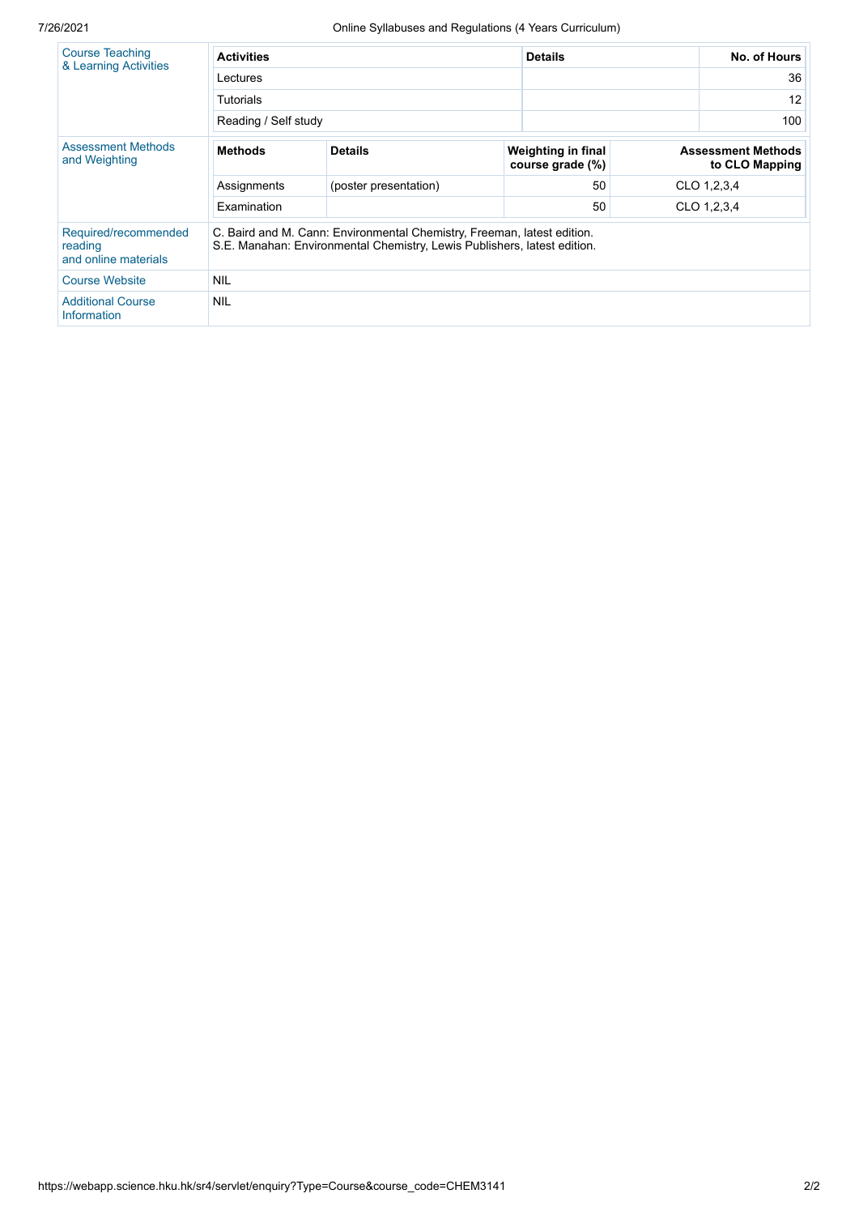| | | | | |
|---|---|---|---|---|
| Course Teaching & Learning Activities | **Activities** | **Details** | **No. of Hours** | |
| | Lectures | | 36 | |
| | Tutorials | | 12 | |
| | Reading / Self study | | 100 | |
| Assessment Methods and Weighting | **Methods** | **Details** | **Weighting in final course grade (%)** | **Assessment Methods to CLO Mapping** |
| | Assignments | (poster presentation) | 50 | CLO 1,2,3,4 |
| | Examination | | 50 | CLO 1,2,3,4 |
| Required/recommended reading and online materials | C. Baird and M. Cann: Environmental Chemistry, Freeman, latest edition.<br>S.E. Manahan: Environmental Chemistry, Lewis Publishers, latest edition. | | | |
| Course Website | NIL | | | |
| Additional Course Information | NIL | | | |